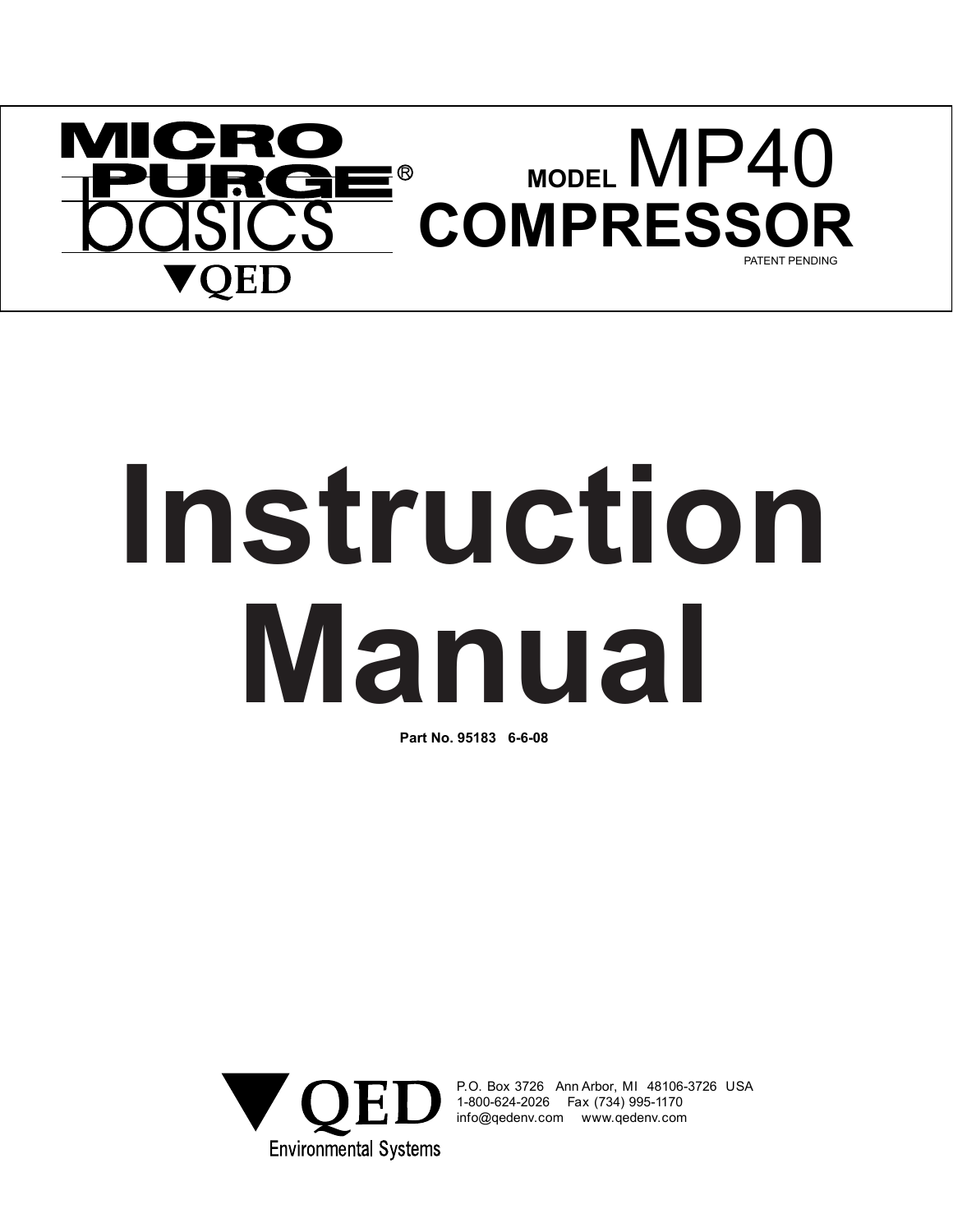MICRO PURGE® basics

▼QED

# MODEL MP40 COMPRESSOR

PATENT PENDING

# Instruction Manual

**Part No. 95183 6-6-08**

▼QED Environmental Systems

P.O. Box 3726 Ann Arbor, MI 48106-3726 USA
1-800-624-2026 Fax (734) 995-1170
info@qedenv.com www.qedenv.com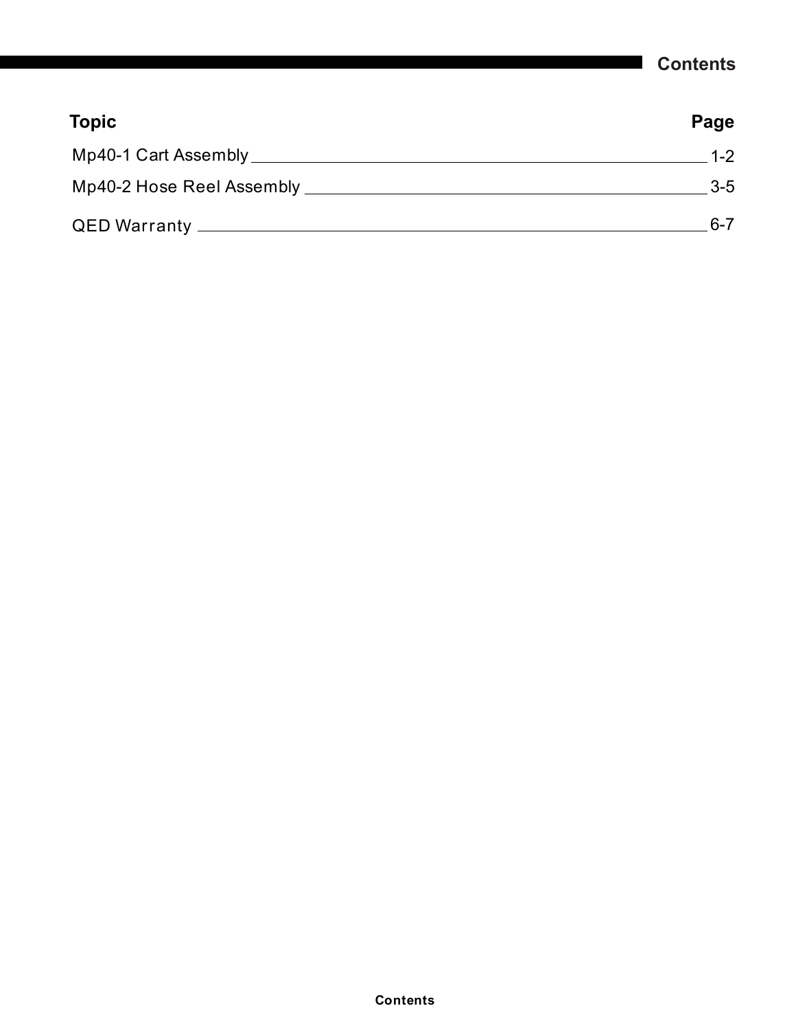# Contents

| Topic | Page |
| --- | --- |
| Mp40-1 Cart Assembly | 1-2 |
| Mp40-2 Hose Reel Assembly | 3-5 |
| QED Warranty | 6-7 |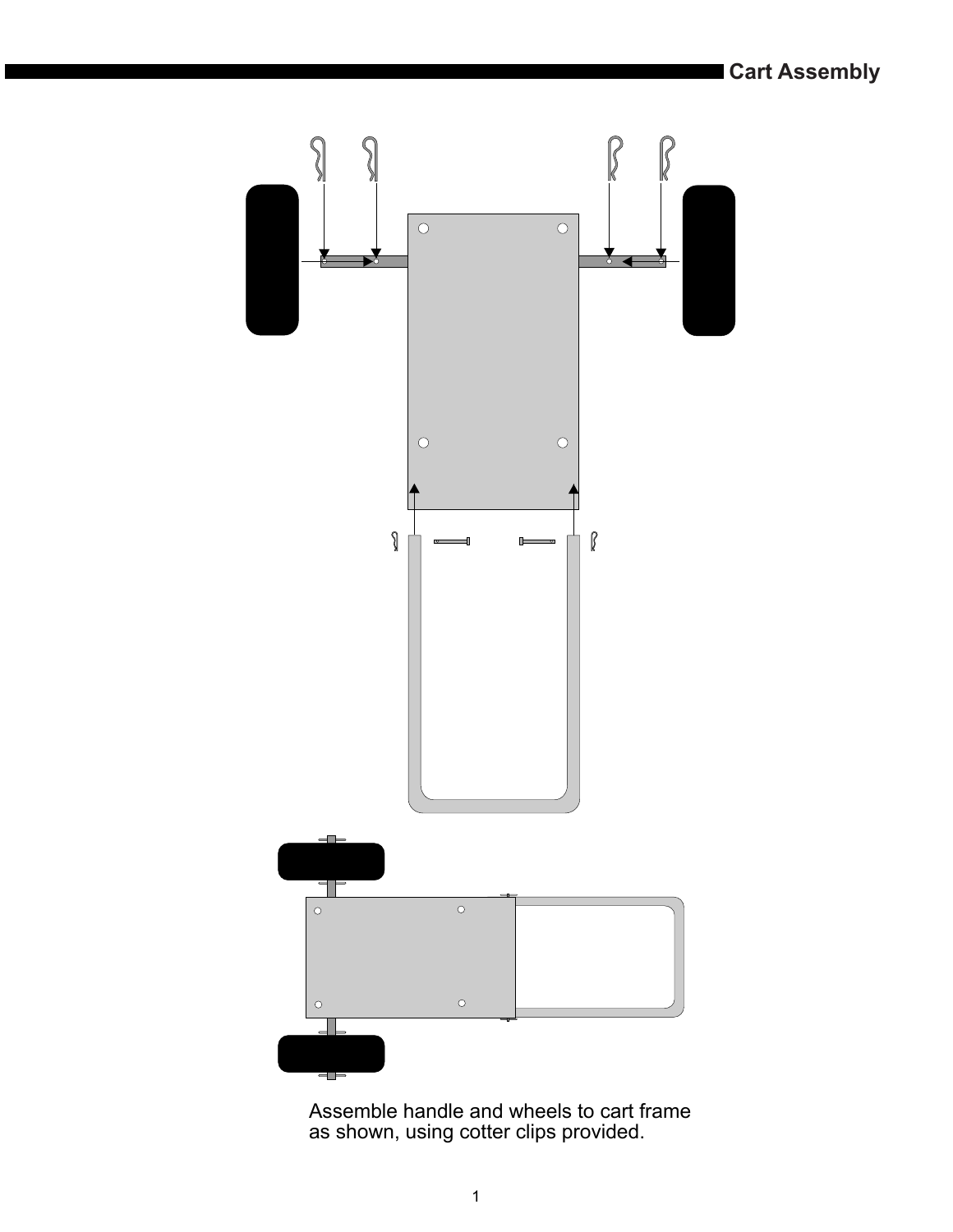## Cart Assembly

Assemble handle and wheels to cart frame as shown, using cotter clips provided.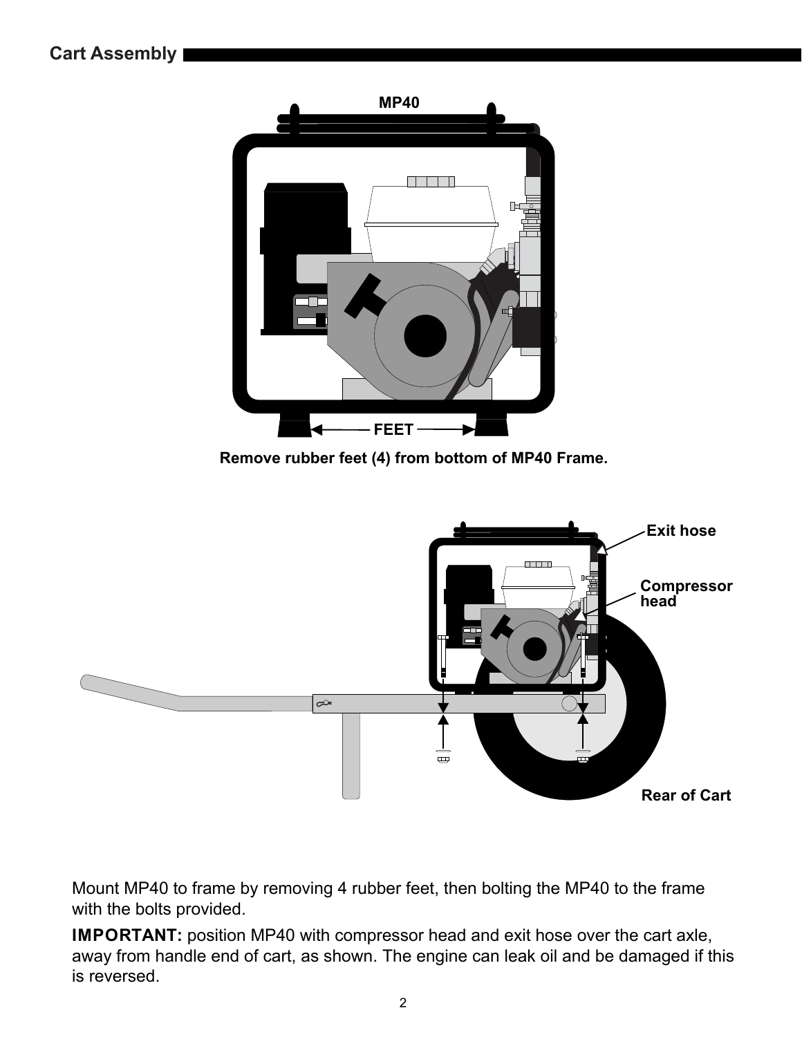## Cart Assembly

Remove rubber feet (4) from bottom of MP40 Frame.

Mount MP40 to frame by removing 4 rubber feet, then bolting the MP40 to the frame with the bolts provided.

**IMPORTANT:** position MP40 with compressor head and exit hose over the cart axle, away from handle end of cart, as shown. The engine can leak oil and be damaged if this is reversed.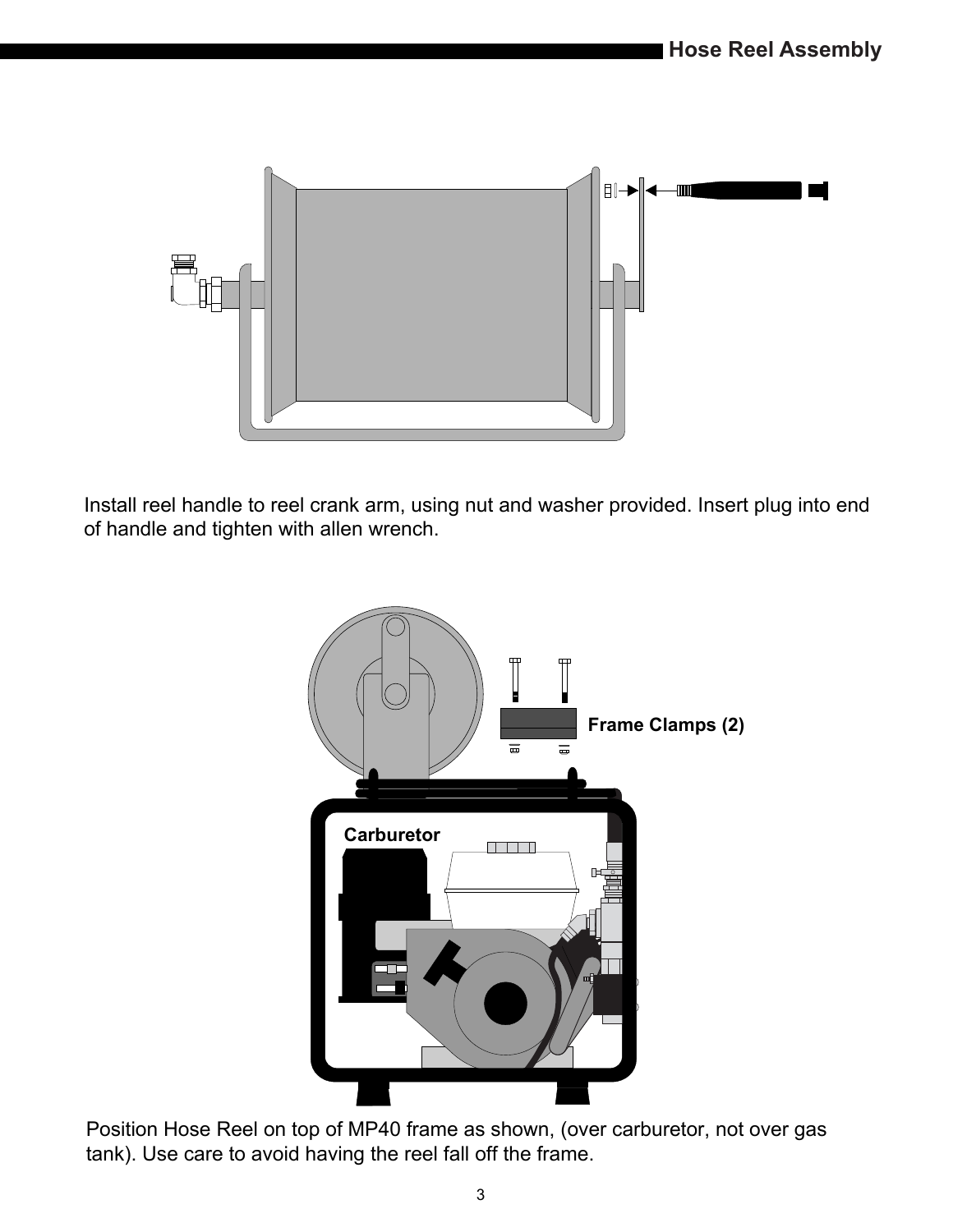## Hose Reel Assembly

Install reel handle to reel crank arm, using nut and washer provided. Insert plug into end of handle and tighten with allen wrench.

Frame Clamps (2)

Carburetor

Position Hose Reel on top of MP40 frame as shown, (over carburetor, not over gas tank). Use care to avoid having the reel fall off the frame.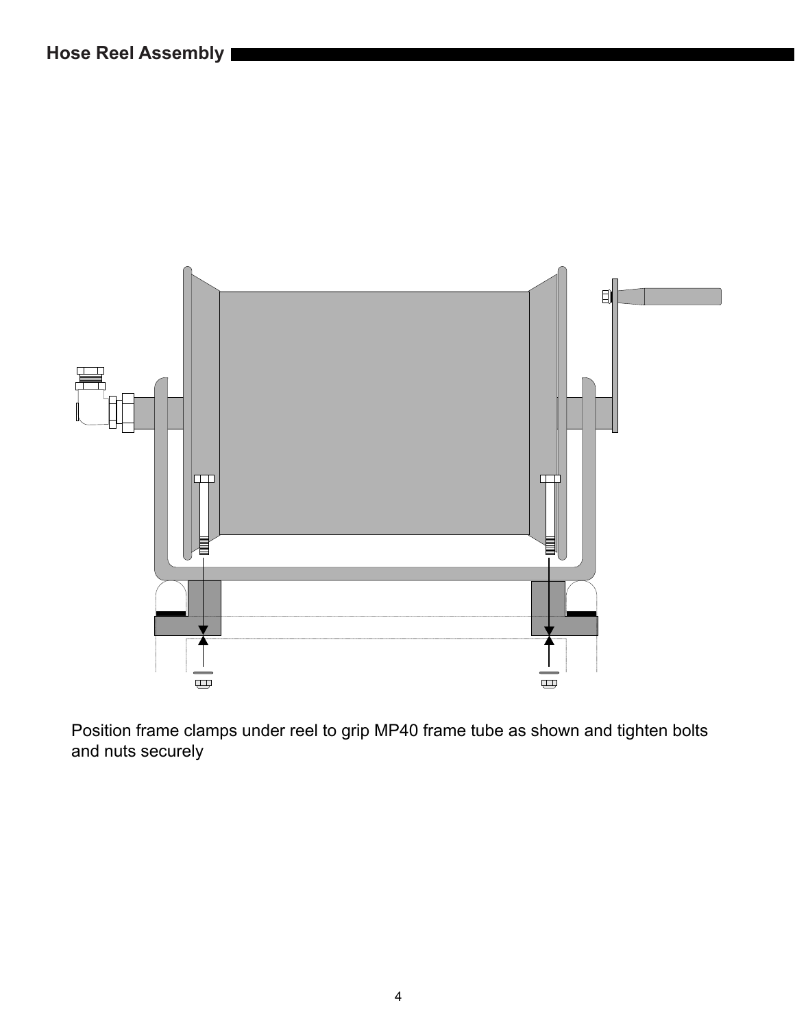## Hose Reel Assembly

Position frame clamps under reel to grip MP40 frame tube as shown and tighten bolts and nuts securely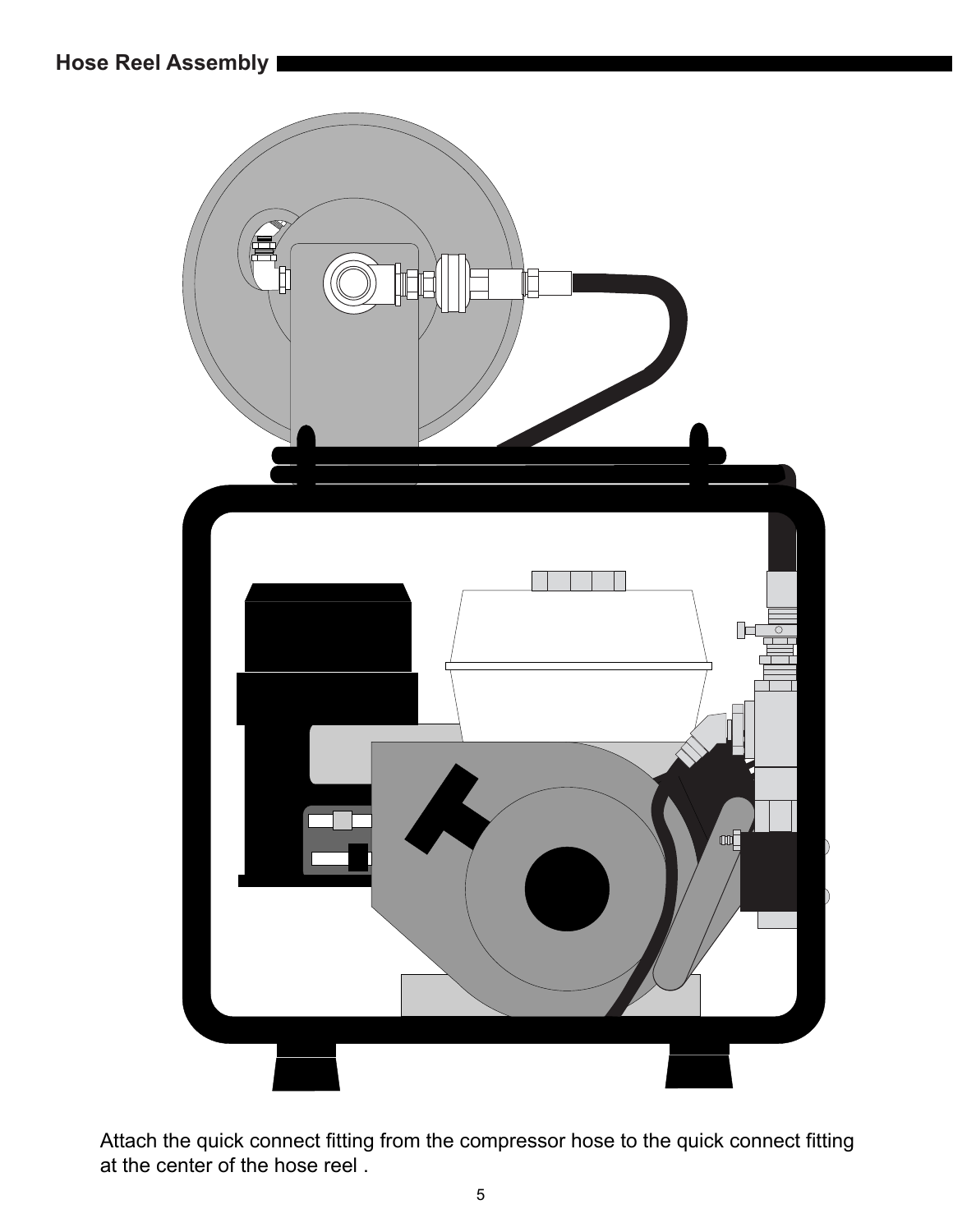## Hose Reel Assembly

Attach the quick connect fitting from the compressor hose to the quick connect fitting at the center of the hose reel .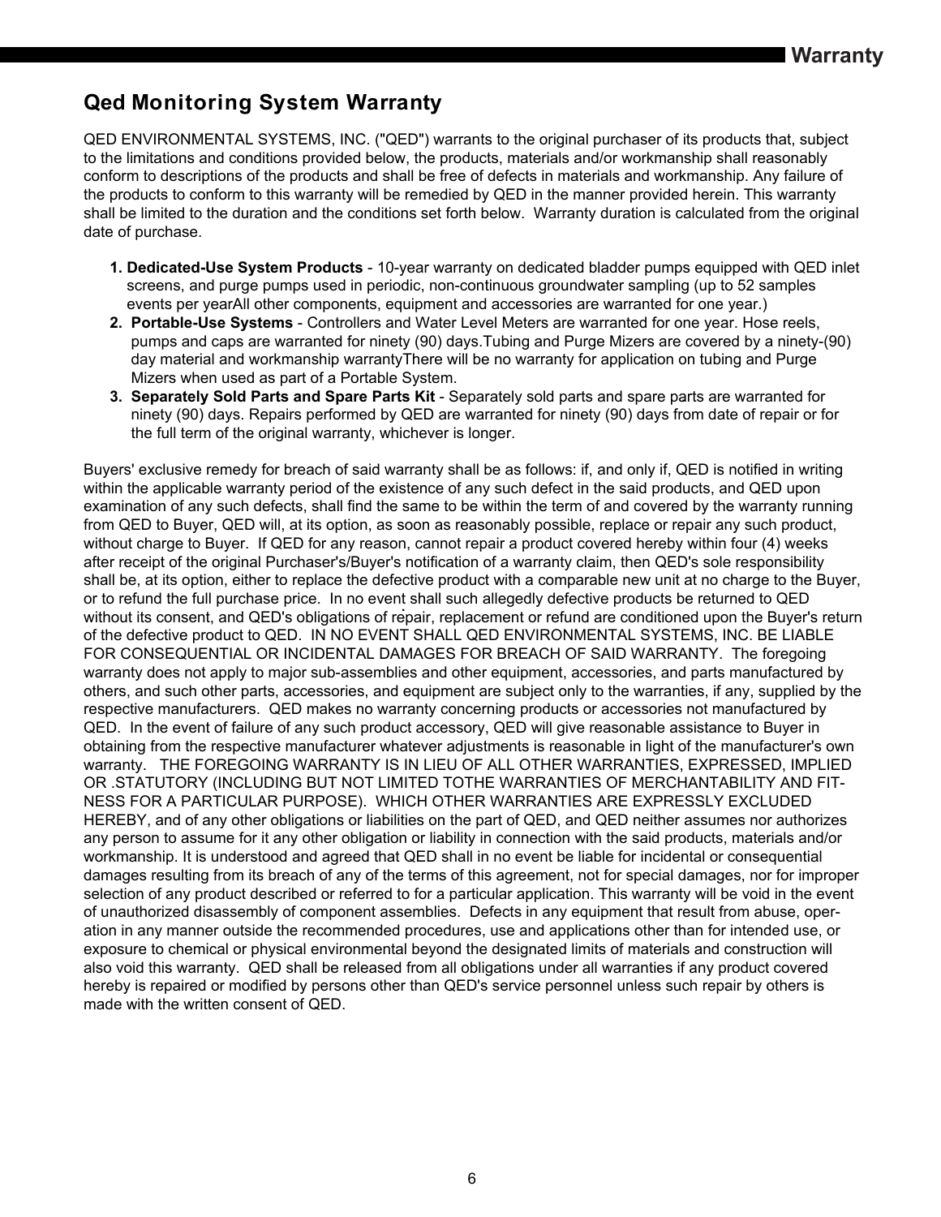## Qed Monitoring System Warranty

QED ENVIRONMENTAL SYSTEMS, INC. ("QED") warrants to the original purchaser of its products that, subject to the limitations and conditions provided below, the products, materials and/or workmanship shall reasonably conform to descriptions of the products and shall be free of defects in materials and workmanship. Any failure of the products to conform to this warranty will be remedied by QED in the manner provided herein. This warranty shall be limited to the duration and the conditions set forth below. Warranty duration is calculated from the original date of purchase.

1. **Dedicated-Use System Products** - 10-year warranty on dedicated bladder pumps equipped with QED inlet screens, and purge pumps used in periodic, non-continuous groundwater sampling (up to 52 samples events per yearAll other components, equipment and accessories are warranted for one year.)
2. **Portable-Use Systems** - Controllers and Water Level Meters are warranted for one year. Hose reels, pumps and caps are warranted for ninety (90) days.Tubing and Purge Mizers are covered by a ninety-(90) day material and workmanship warrantyThere will be no warranty for application on tubing and Purge Mizers when used as part of a Portable System.
3. **Separately Sold Parts and Spare Parts Kit** - Separately sold parts and spare parts are warranted for ninety (90) days. Repairs performed by QED are warranted for ninety (90) days from date of repair or for the full term of the original warranty, whichever is longer.

Buyers' exclusive remedy for breach of said warranty shall be as follows: if, and only if, QED is notified in writing within the applicable warranty period of the existence of any such defect in the said products, and QED upon examination of any such defects, shall find the same to be within the term of and covered by the warranty running from QED to Buyer, QED will, at its option, as soon as reasonably possible, replace or repair any such product, without charge to Buyer. If QED for any reason, cannot repair a product covered hereby within four (4) weeks after receipt of the original Purchaser's/Buyer's notification of a warranty claim, then QED's sole responsibility shall be, at its option, either to replace the defective product with a comparable new unit at no charge to the Buyer, or to refund the full purchase price. In no event shall such allegedly defective products be returned to QED without its consent, and QED's obligations of repair, replacement or refund are conditioned upon the Buyer's return of the defective product to QED. IN NO EVENT SHALL QED ENVIRONMENTAL SYSTEMS, INC. BE LIABLE FOR CONSEQUENTIAL OR INCIDENTAL DAMAGES FOR BREACH OF SAID WARRANTY. The foregoing warranty does not apply to major sub-assemblies and other equipment, accessories, and parts manufactured by others, and such other parts, accessories, and equipment are subject only to the warranties, if any, supplied by the respective manufacturers. QED makes no warranty concerning products or accessories not manufactured by QED. In the event of failure of any such product accessory, QED will give reasonable assistance to Buyer in obtaining from the respective manufacturer whatever adjustments is reasonable in light of the manufacturer's own warranty. THE FOREGOING WARRANTY IS IN LIEU OF ALL OTHER WARRANTIES, EXPRESSED, IMPLIED OR .STATUTORY (INCLUDING BUT NOT LIMITED TOTHE WARRANTIES OF MERCHANTABILITY AND FIT-NESS FOR A PARTICULAR PURPOSE). WHICH OTHER WARRANTIES ARE EXPRESSLY EXCLUDED HEREBY, and of any other obligations or liabilities on the part of QED, and QED neither assumes nor authorizes any person to assume for it any other obligation or liability in connection with the said products, materials and/or workmanship. It is understood and agreed that QED shall in no event be liable for incidental or consequential damages resulting from its breach of any of the terms of this agreement, not for special damages, nor for improper selection of any product described or referred to for a particular application. This warranty will be void in the event of unauthorized disassembly of component assemblies. Defects in any equipment that result from abuse, oper-ation in any manner outside the recommended procedures, use and applications other than for intended use, or exposure to chemical or physical environmental beyond the designated limits of materials and construction will also void this warranty. QED shall be released from all obligations under all warranties if any product covered hereby is repaired or modified by persons other than QED's service personnel unless such repair by others is made with the written consent of QED.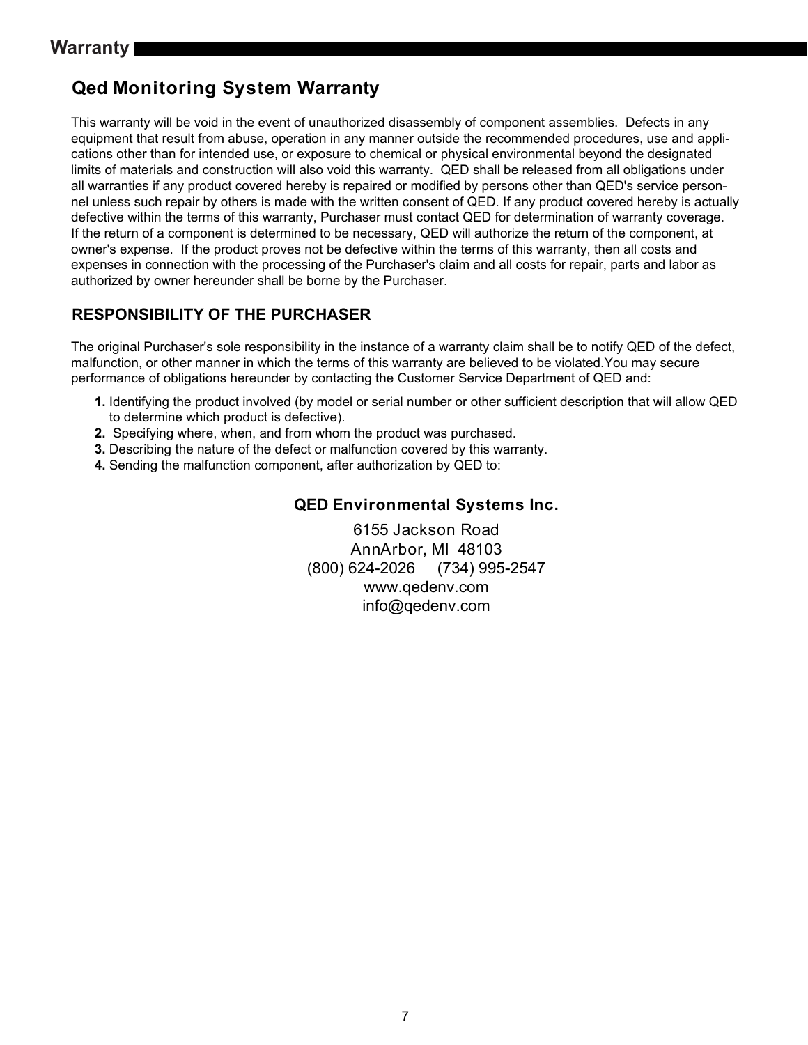## Qed Monitoring System Warranty

This warranty will be void in the event of unauthorized disassembly of component assemblies. Defects in any equipment that result from abuse, operation in any manner outside the recommended procedures, use and applications other than for intended use, or exposure to chemical or physical environmental beyond the designated limits of materials and construction will also void this warranty. QED shall be released from all obligations under all warranties if any product covered hereby is repaired or modified by persons other than QED's service personnel unless such repair by others is made with the written consent of QED. If any product covered hereby is actually defective within the terms of this warranty, Purchaser must contact QED for determination of warranty coverage. If the return of a component is determined to be necessary, QED will authorize the return of the component, at owner's expense. If the product proves not be defective within the terms of this warranty, then all costs and expenses in connection with the processing of the Purchaser's claim and all costs for repair, parts and labor as authorized by owner hereunder shall be borne by the Purchaser.

## RESPONSIBILITY OF THE PURCHASER

The original Purchaser's sole responsibility in the instance of a warranty claim shall be to notify QED of the defect, malfunction, or other manner in which the terms of this warranty are believed to be violated.You may secure performance of obligations hereunder by contacting the Customer Service Department of QED and:

1. Identifying the product involved (by model or serial number or other sufficient description that will allow QED to determine which product is defective).
2. Specifying where, when, and from whom the product was purchased.
3. Describing the nature of the defect or malfunction covered by this warranty.
4. Sending the malfunction component, after authorization by QED to:

**QED Environmental Systems Inc.**

6155 Jackson Road
AnnArbor, MI 48103
(800) 624-2026 (734) 995-2547
www.qedenv.com
info@qedenv.com